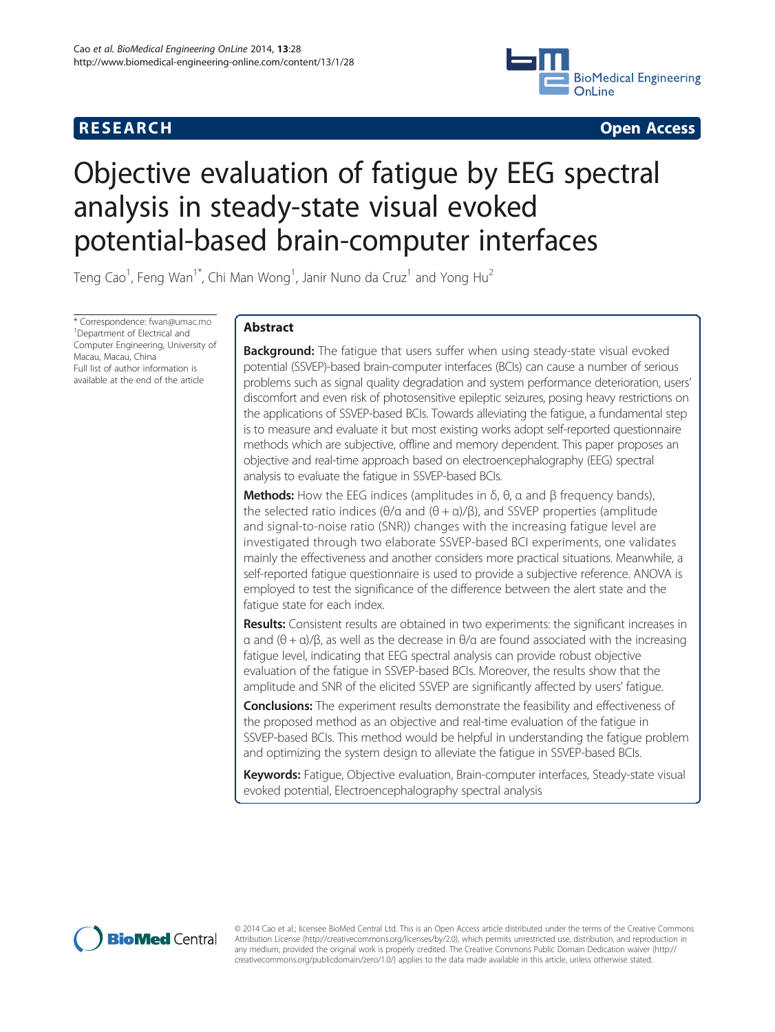RESEARCH Open Access

# Objective evaluation of fatigue by EEG spectral analysis in steady-state visual evoked potential-based brain-computer interfaces

Teng Cao[1], Feng Wan[1*], Chi Man Wong[1], Janir Nuno da Cruz[1] and Yong Hu[2]

\* Correspondence: fwan@umac.mo
[1]Department of Electrical and Computer Engineering, University of Macau, Macau, China
Full list of author information is available at the end of the article

## Abstract

**Background:** The fatigue that users suffer when using steady-state visual evoked potential (SSVEP)-based brain-computer interfaces (BCIs) can cause a number of serious problems such as signal quality degradation and system performance deterioration, users' discomfort and even risk of photosensitive epileptic seizures, posing heavy restrictions on the applications of SSVEP-based BCIs. Towards alleviating the fatigue, a fundamental step is to measure and evaluate it but most existing works adopt self-reported questionnaire methods which are subjective, offline and memory dependent. This paper proposes an objective and real-time approach based on electroencephalography (EEG) spectral analysis to evaluate the fatigue in SSVEP-based BCIs.

**Methods:** How the EEG indices (amplitudes in δ, θ, α and β frequency bands), the selected ratio indices (θ/α and (θ + α)/β), and SSVEP properties (amplitude and signal-to-noise ratio (SNR)) changes with the increasing fatigue level are investigated through two elaborate SSVEP-based BCI experiments, one validates mainly the effectiveness and another considers more practical situations. Meanwhile, a self-reported fatigue questionnaire is used to provide a subjective reference. ANOVA is employed to test the significance of the difference between the alert state and the fatigue state for each index.

**Results:** Consistent results are obtained in two experiments: the significant increases in α and (θ + α)/β, as well as the decrease in θ/α are found associated with the increasing fatigue level, indicating that EEG spectral analysis can provide robust objective evaluation of the fatigue in SSVEP-based BCIs. Moreover, the results show that the amplitude and SNR of the elicited SSVEP are significantly affected by users' fatigue.

**Conclusions:** The experiment results demonstrate the feasibility and effectiveness of the proposed method as an objective and real-time evaluation of the fatigue in SSVEP-based BCIs. This method would be helpful in understanding the fatigue problem and optimizing the system design to alleviate the fatigue in SSVEP-based BCIs.

**Keywords:** Fatigue, Objective evaluation, Brain-computer interfaces, Steady-state visual evoked potential, Electroencephalography spectral analysis

© 2014 Cao et al.; licensee BioMed Central Ltd. This is an Open Access article distributed under the terms of the Creative Commons Attribution License (http://creativecommons.org/licenses/by/2.0), which permits unrestricted use, distribution, and reproduction in any medium, provided the original work is properly credited. The Creative Commons Public Domain Dedication waiver (http://creativecommons.org/publicdomain/zero/1.0/) applies to the data made available in this article, unless otherwise stated.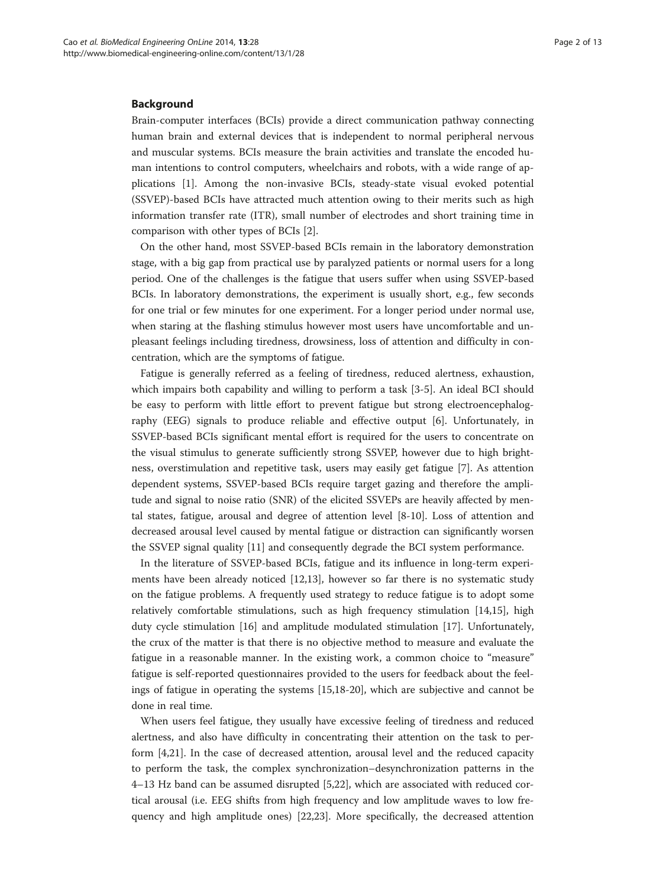## Background

Brain-computer interfaces (BCIs) provide a direct communication pathway connecting human brain and external devices that is independent to normal peripheral nervous and muscular systems. BCIs measure the brain activities and translate the encoded human intentions to control computers, wheelchairs and robots, with a wide range of applications [1]. Among the non-invasive BCIs, steady-state visual evoked potential (SSVEP)-based BCIs have attracted much attention owing to their merits such as high information transfer rate (ITR), small number of electrodes and short training time in comparison with other types of BCIs [2].

On the other hand, most SSVEP-based BCIs remain in the laboratory demonstration stage, with a big gap from practical use by paralyzed patients or normal users for a long period. One of the challenges is the fatigue that users suffer when using SSVEP-based BCIs. In laboratory demonstrations, the experiment is usually short, e.g., few seconds for one trial or few minutes for one experiment. For a longer period under normal use, when staring at the flashing stimulus however most users have uncomfortable and unpleasant feelings including tiredness, drowsiness, loss of attention and difficulty in concentration, which are the symptoms of fatigue.

Fatigue is generally referred as a feeling of tiredness, reduced alertness, exhaustion, which impairs both capability and willing to perform a task [3-5]. An ideal BCI should be easy to perform with little effort to prevent fatigue but strong electroencephalography (EEG) signals to produce reliable and effective output [6]. Unfortunately, in SSVEP-based BCIs significant mental effort is required for the users to concentrate on the visual stimulus to generate sufficiently strong SSVEP, however due to high brightness, overstimulation and repetitive task, users may easily get fatigue [7]. As attention dependent systems, SSVEP-based BCIs require target gazing and therefore the amplitude and signal to noise ratio (SNR) of the elicited SSVEPs are heavily affected by mental states, fatigue, arousal and degree of attention level [8-10]. Loss of attention and decreased arousal level caused by mental fatigue or distraction can significantly worsen the SSVEP signal quality [11] and consequently degrade the BCI system performance.

In the literature of SSVEP-based BCIs, fatigue and its influence in long-term experiments have been already noticed [12,13], however so far there is no systematic study on the fatigue problems. A frequently used strategy to reduce fatigue is to adopt some relatively comfortable stimulations, such as high frequency stimulation [14,15], high duty cycle stimulation [16] and amplitude modulated stimulation [17]. Unfortunately, the crux of the matter is that there is no objective method to measure and evaluate the fatigue in a reasonable manner. In the existing work, a common choice to "measure" fatigue is self-reported questionnaires provided to the users for feedback about the feelings of fatigue in operating the systems [15,18-20], which are subjective and cannot be done in real time.

When users feel fatigue, they usually have excessive feeling of tiredness and reduced alertness, and also have difficulty in concentrating their attention on the task to perform [4,21]. In the case of decreased attention, arousal level and the reduced capacity to perform the task, the complex synchronization–desynchronization patterns in the 4–13 Hz band can be assumed disrupted [5,22], which are associated with reduced cortical arousal (i.e. EEG shifts from high frequency and low amplitude waves to low frequency and high amplitude ones) [22,23]. More specifically, the decreased attention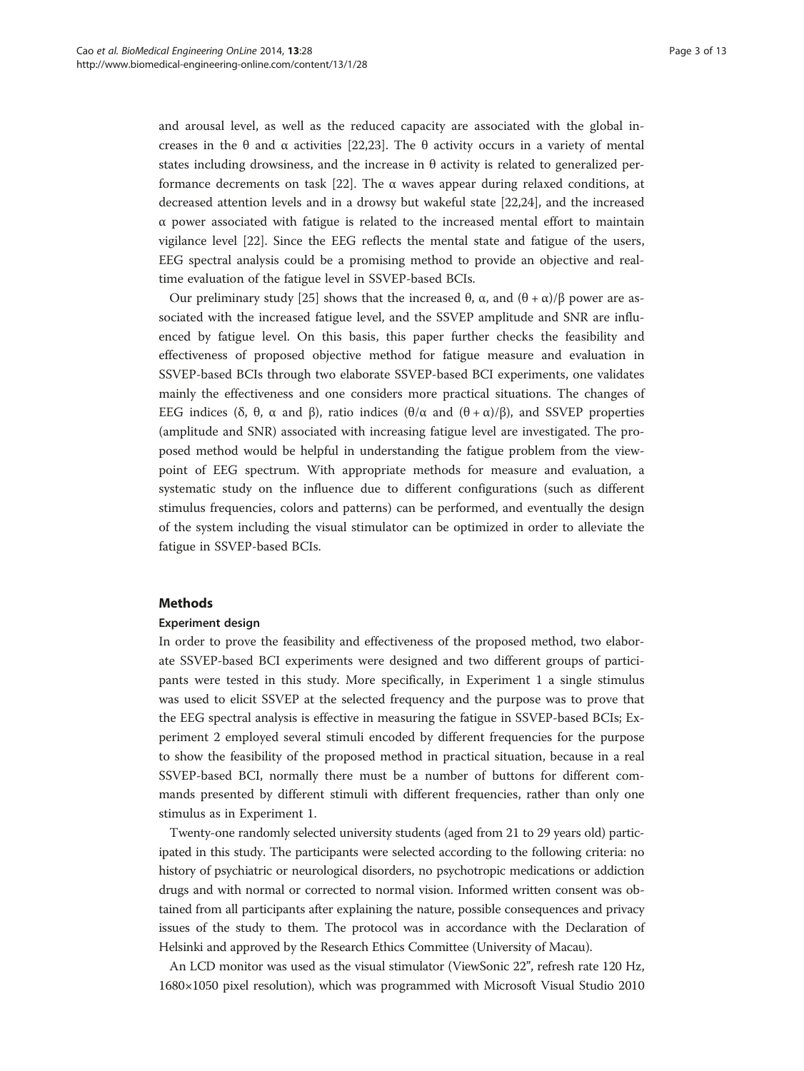and arousal level, as well as the reduced capacity are associated with the global increases in the θ and α activities [22,23]. The θ activity occurs in a variety of mental states including drowsiness, and the increase in θ activity is related to generalized performance decrements on task [22]. The α waves appear during relaxed conditions, at decreased attention levels and in a drowsy but wakeful state [22,24], and the increased α power associated with fatigue is related to the increased mental effort to maintain vigilance level [22]. Since the EEG reflects the mental state and fatigue of the users, EEG spectral analysis could be a promising method to provide an objective and realtime evaluation of the fatigue level in SSVEP-based BCIs.

Our preliminary study [25] shows that the increased θ, α, and $(\theta + \alpha)/\beta$ power are associated with the increased fatigue level, and the SSVEP amplitude and SNR are influenced by fatigue level. On this basis, this paper further checks the feasibility and effectiveness of proposed objective method for fatigue measure and evaluation in SSVEP-based BCIs through two elaborate SSVEP-based BCI experiments, one validates mainly the effectiveness and one considers more practical situations. The changes of EEG indices (δ, θ, α and β), ratio indices ($\theta/\alpha$ and $(\theta + \alpha)/\beta$), and SSVEP properties (amplitude and SNR) associated with increasing fatigue level are investigated. The proposed method would be helpful in understanding the fatigue problem from the viewpoint of EEG spectrum. With appropriate methods for measure and evaluation, a systematic study on the influence due to different configurations (such as different stimulus frequencies, colors and patterns) can be performed, and eventually the design of the system including the visual stimulator can be optimized in order to alleviate the fatigue in SSVEP-based BCIs.

## Methods

### Experiment design

In order to prove the feasibility and effectiveness of the proposed method, two elaborate SSVEP-based BCI experiments were designed and two different groups of participants were tested in this study. More specifically, in Experiment 1 a single stimulus was used to elicit SSVEP at the selected frequency and the purpose was to prove that the EEG spectral analysis is effective in measuring the fatigue in SSVEP-based BCIs; Experiment 2 employed several stimuli encoded by different frequencies for the purpose to show the feasibility of the proposed method in practical situation, because in a real SSVEP-based BCI, normally there must be a number of buttons for different commands presented by different stimuli with different frequencies, rather than only one stimulus as in Experiment 1.

Twenty-one randomly selected university students (aged from 21 to 29 years old) participated in this study. The participants were selected according to the following criteria: no history of psychiatric or neurological disorders, no psychotropic medications or addiction drugs and with normal or corrected to normal vision. Informed written consent was obtained from all participants after explaining the nature, possible consequences and privacy issues of the study to them. The protocol was in accordance with the Declaration of Helsinki and approved by the Research Ethics Committee (University of Macau).

An LCD monitor was used as the visual stimulator (ViewSonic 22", refresh rate 120 Hz, 1680×1050 pixel resolution), which was programmed with Microsoft Visual Studio 2010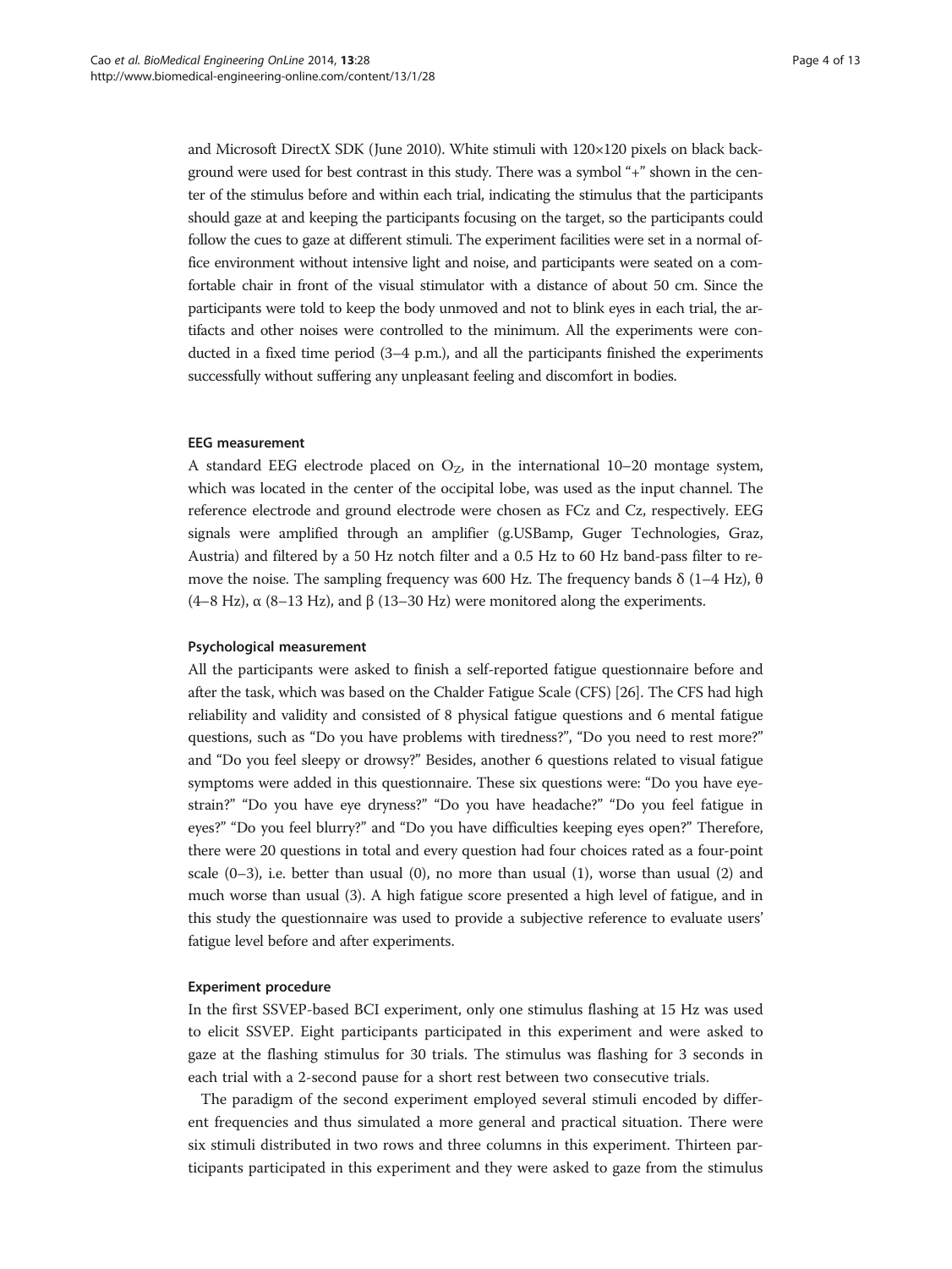and Microsoft DirectX SDK (June 2010). White stimuli with 120×120 pixels on black background were used for best contrast in this study. There was a symbol "+" shown in the center of the stimulus before and within each trial, indicating the stimulus that the participants should gaze at and keeping the participants focusing on the target, so the participants could follow the cues to gaze at different stimuli. The experiment facilities were set in a normal office environment without intensive light and noise, and participants were seated on a comfortable chair in front of the visual stimulator with a distance of about 50 cm. Since the participants were told to keep the body unmoved and not to blink eyes in each trial, the artifacts and other noises were controlled to the minimum. All the experiments were conducted in a fixed time period (3–4 p.m.), and all the participants finished the experiments successfully without suffering any unpleasant feeling and discomfort in bodies.

#### EEG measurement

A standard EEG electrode placed on $O_Z$, in the international 10–20 montage system, which was located in the center of the occipital lobe, was used as the input channel. The reference electrode and ground electrode were chosen as FCz and Cz, respectively. EEG signals were amplified through an amplifier (g.USBamp, Guger Technologies, Graz, Austria) and filtered by a 50 Hz notch filter and a 0.5 Hz to 60 Hz band-pass filter to remove the noise. The sampling frequency was 600 Hz. The frequency bands $\delta$ (1–4 Hz), $\theta$ (4–8 Hz), $\alpha$ (8–13 Hz), and $\beta$ (13–30 Hz) were monitored along the experiments.

#### Psychological measurement

All the participants were asked to finish a self-reported fatigue questionnaire before and after the task, which was based on the Chalder Fatigue Scale (CFS) [26]. The CFS had high reliability and validity and consisted of 8 physical fatigue questions and 6 mental fatigue questions, such as "Do you have problems with tiredness?", "Do you need to rest more?" and "Do you feel sleepy or drowsy?" Besides, another 6 questions related to visual fatigue symptoms were added in this questionnaire. These six questions were: "Do you have eyestrain?" "Do you have eye dryness?" "Do you have headache?" "Do you feel fatigue in eyes?" "Do you feel blurry?" and "Do you have difficulties keeping eyes open?" Therefore, there were 20 questions in total and every question had four choices rated as a four-point scale (0–3), i.e. better than usual (0), no more than usual (1), worse than usual (2) and much worse than usual (3). A high fatigue score presented a high level of fatigue, and in this study the questionnaire was used to provide a subjective reference to evaluate users' fatigue level before and after experiments.

#### Experiment procedure

In the first SSVEP-based BCI experiment, only one stimulus flashing at 15 Hz was used to elicit SSVEP. Eight participants participated in this experiment and were asked to gaze at the flashing stimulus for 30 trials. The stimulus was flashing for 3 seconds in each trial with a 2-second pause for a short rest between two consecutive trials.

The paradigm of the second experiment employed several stimuli encoded by different frequencies and thus simulated a more general and practical situation. There were six stimuli distributed in two rows and three columns in this experiment. Thirteen participants participated in this experiment and they were asked to gaze from the stimulus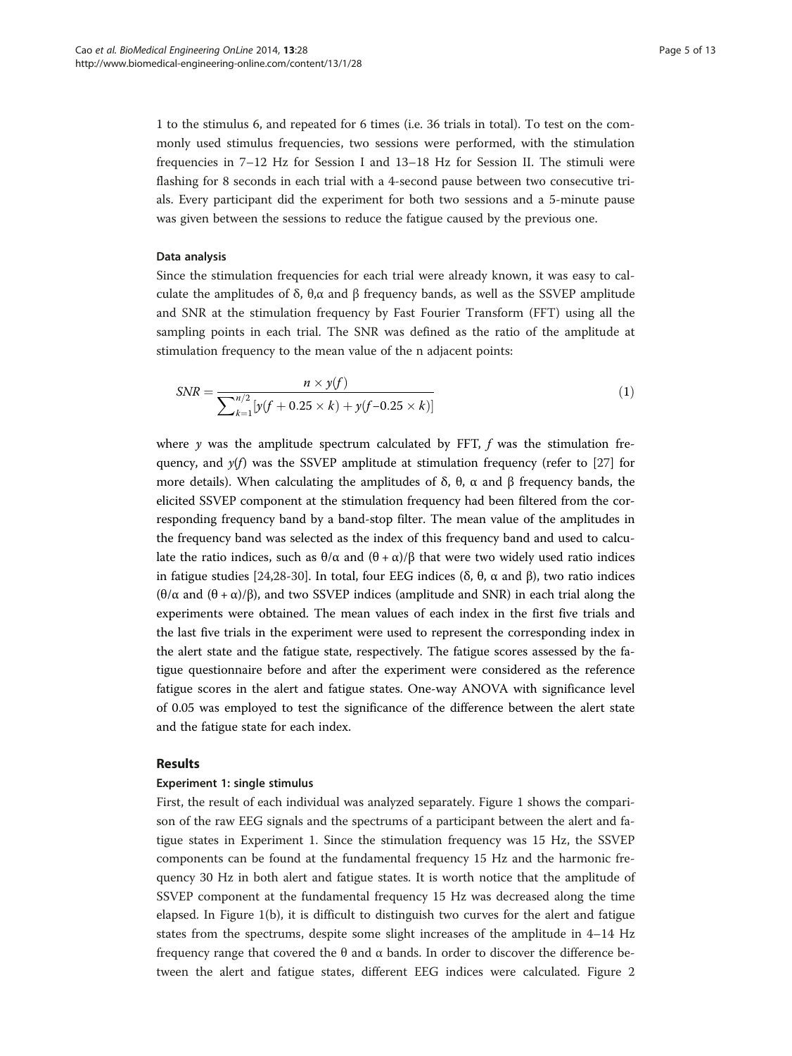1 to the stimulus 6, and repeated for 6 times (i.e. 36 trials in total). To test on the commonly used stimulus frequencies, two sessions were performed, with the stimulation frequencies in 7–12 Hz for Session I and 13–18 Hz for Session II. The stimuli were flashing for 8 seconds in each trial with a 4-second pause between two consecutive trials. Every participant did the experiment for both two sessions and a 5-minute pause was given between the sessions to reduce the fatigue caused by the previous one.

#### Data analysis

Since the stimulation frequencies for each trial were already known, it was easy to calculate the amplitudes of δ, θ,α and β frequency bands, as well as the SSVEP amplitude and SNR at the stimulation frequency by Fast Fourier Transform (FFT) using all the sampling points in each trial. The SNR was defined as the ratio of the amplitude at stimulation frequency to the mean value of the n adjacent points:

$$SNR = \frac{n \times y(f)}{\sum_{k=1}^{n/2} [y(f + 0.25 \times k) + y(f - 0.25 \times k)]} \tag{1}$$

where $y$ was the amplitude spectrum calculated by FFT, $f$ was the stimulation frequency, and $y(f)$ was the SSVEP amplitude at stimulation frequency (refer to [27] for more details). When calculating the amplitudes of δ, θ, α and β frequency bands, the elicited SSVEP component at the stimulation frequency had been filtered from the corresponding frequency band by a band-stop filter. The mean value of the amplitudes in the frequency band was selected as the index of this frequency band and used to calculate the ratio indices, such as $\theta/\alpha$ and $(\theta + \alpha)/\beta$ that were two widely used ratio indices in fatigue studies [24,28-30]. In total, four EEG indices (δ, θ, α and β), two ratio indices ($\theta/\alpha$ and $(\theta + \alpha)/\beta$), and two SSVEP indices (amplitude and SNR) in each trial along the experiments were obtained. The mean values of each index in the first five trials and the last five trials in the experiment were used to represent the corresponding index in the alert state and the fatigue state, respectively. The fatigue scores assessed by the fatigue questionnaire before and after the experiment were considered as the reference fatigue scores in the alert and fatigue states. One-way ANOVA with significance level of 0.05 was employed to test the significance of the difference between the alert state and the fatigue state for each index.

## Results

#### Experiment 1: single stimulus

First, the result of each individual was analyzed separately. Figure 1 shows the comparison of the raw EEG signals and the spectrums of a participant between the alert and fatigue states in Experiment 1. Since the stimulation frequency was 15 Hz, the SSVEP components can be found at the fundamental frequency 15 Hz and the harmonic frequency 30 Hz in both alert and fatigue states. It is worth notice that the amplitude of SSVEP component at the fundamental frequency 15 Hz was decreased along the time elapsed. In Figure 1(b), it is difficult to distinguish two curves for the alert and fatigue states from the spectrums, despite some slight increases of the amplitude in 4–14 Hz frequency range that covered the θ and α bands. In order to discover the difference between the alert and fatigue states, different EEG indices were calculated. Figure 2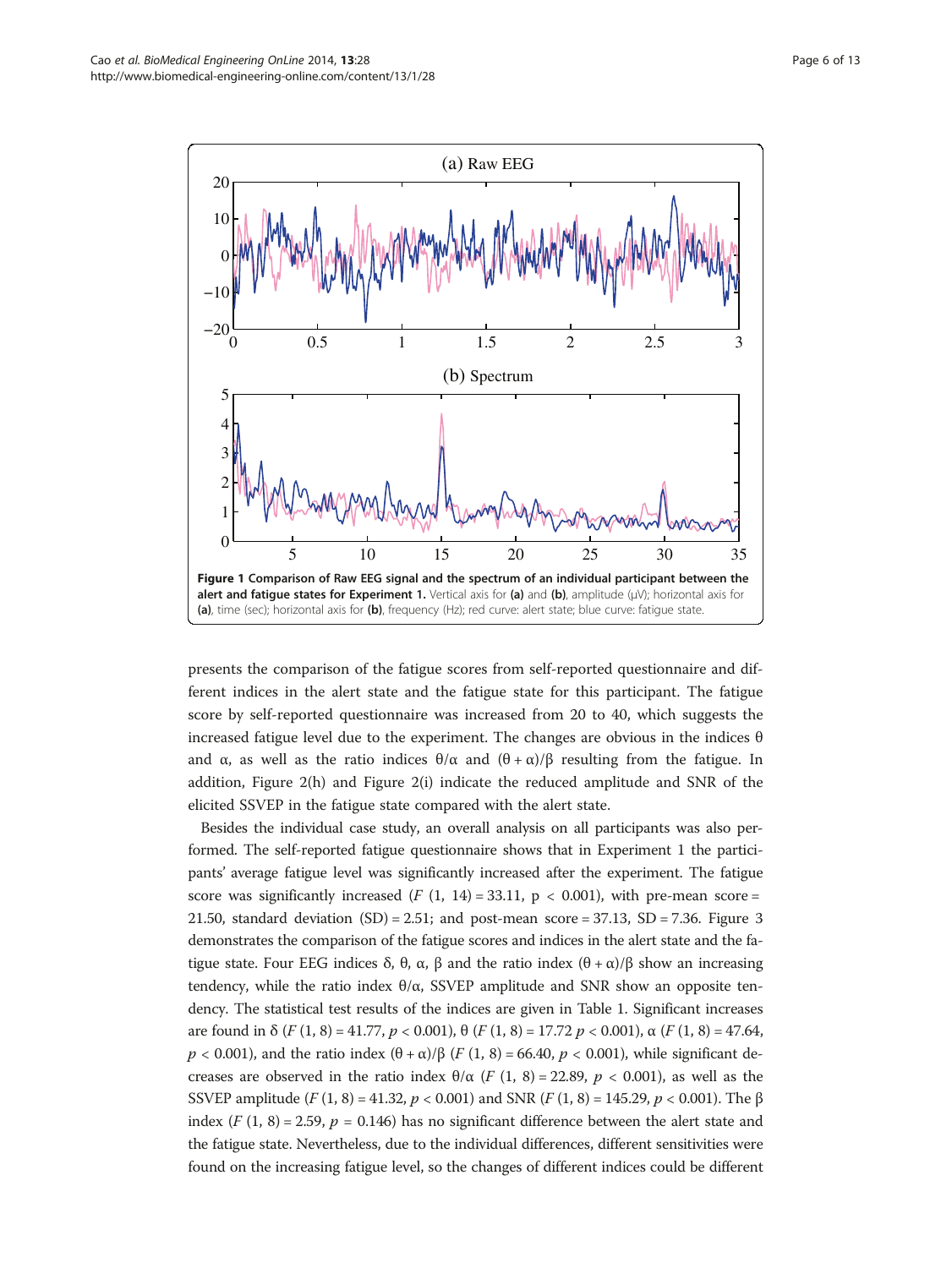**Figure 1 Comparison of Raw EEG signal and the spectrum of an individual participant between the alert and fatigue states for Experiment 1.** Vertical axis for **(a)** and **(b)**, amplitude (μV); horizontal axis for **(a)**, time (sec); horizontal axis for **(b)**, frequency (Hz); red curve: alert state; blue curve: fatigue state.

presents the comparison of the fatigue scores from self-reported questionnaire and different indices in the alert state and the fatigue state for this participant. The fatigue score by self-reported questionnaire was increased from 20 to 40, which suggests the increased fatigue level due to the experiment. The changes are obvious in the indices θ and α, as well as the ratio indices θ/α and (θ + α)/β resulting from the fatigue. In addition, Figure 2(h) and Figure 2(i) indicate the reduced amplitude and SNR of the elicited SSVEP in the fatigue state compared with the alert state.

Besides the individual case study, an overall analysis on all participants was also performed. The self-reported fatigue questionnaire shows that in Experiment 1 the participants' average fatigue level was significantly increased after the experiment. The fatigue score was significantly increased ($F$ (1, 14) = 33.11, $p < 0.001$), with pre-mean score = 21.50, standard deviation (SD) = 2.51; and post-mean score = 37.13, SD = 7.36. Figure 3 demonstrates the comparison of the fatigue scores and indices in the alert state and the fatigue state. Four EEG indices δ, θ, α, β and the ratio index (θ + α)/β show an increasing tendency, while the ratio index θ/α, SSVEP amplitude and SNR show an opposite tendency. The statistical test results of the indices are given in Table 1. Significant increases are found in δ ($F$ (1, 8) = 41.77, $p < 0.001$), θ ($F$ (1, 8) = 17.72 $p < 0.001$), α ($F$ (1, 8) = 47.64, $p < 0.001$), and the ratio index (θ + α)/β ($F$ (1, 8) = 66.40, $p < 0.001$), while significant decreases are observed in the ratio index θ/α ($F$ (1, 8) = 22.89, $p < 0.001$), as well as the SSVEP amplitude ($F$ (1, 8) = 41.32, $p < 0.001$) and SNR ($F$ (1, 8) = 145.29, $p < 0.001$). The β index ($F$ (1, 8) = 2.59, $p$ = 0.146) has no significant difference between the alert state and the fatigue state. Nevertheless, due to the individual differences, different sensitivities were found on the increasing fatigue level, so the changes of different indices could be different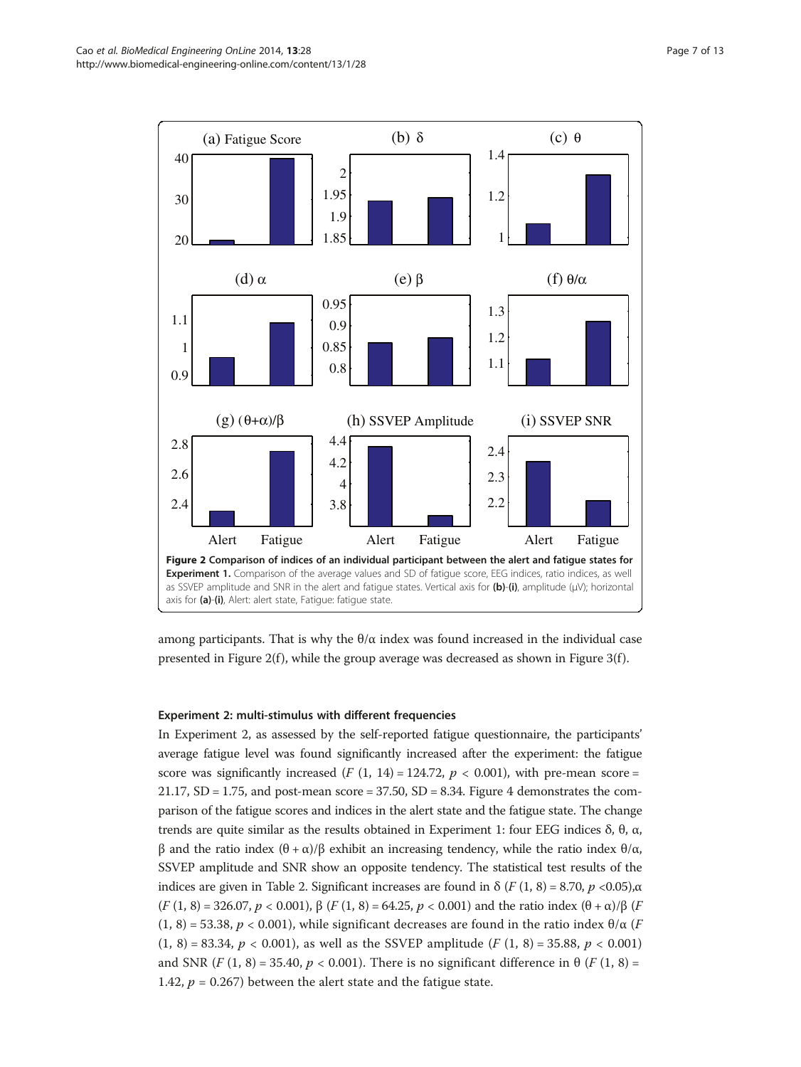**Figure 2 Comparison of indices of an individual participant between the alert and fatigue states for Experiment 1.** Comparison of the average values and SD of fatigue score, EEG indices, ratio indices, as well as SSVEP amplitude and SNR in the alert and fatigue states. Vertical axis for **(b)**-**(i)**, amplitude (μV); horizontal axis for **(a)**-**(i)**, Alert: alert state, Fatigue: fatigue state.

among participants. That is why the θ/α index was found increased in the individual case presented in Figure 2(f), while the group average was decreased as shown in Figure 3(f).

#### Experiment 2: multi-stimulus with different frequencies

In Experiment 2, as assessed by the self-reported fatigue questionnaire, the participants' average fatigue level was found significantly increased after the experiment: the fatigue score was significantly increased ($F$ (1, 14) = 124.72, $p < 0.001$), with pre-mean score = 21.17, SD = 1.75, and post-mean score = 37.50, SD = 8.34. Figure 4 demonstrates the comparison of the fatigue scores and indices in the alert state and the fatigue state. The change trends are quite similar as the results obtained in Experiment 1: four EEG indices δ, θ, α, β and the ratio index (θ + α)/β exhibit an increasing tendency, while the ratio index θ/α, SSVEP amplitude and SNR show an opposite tendency. The statistical test results of the indices are given in Table 2. Significant increases are found in δ ($F$ (1, 8) = 8.70, $p < 0.05$), α ($F$ (1, 8) = 326.07, $p < 0.001$), β ($F$ (1, 8) = 64.25, $p < 0.001$) and the ratio index (θ + α)/β ($F$ (1, 8) = 53.38, $p < 0.001$), while significant decreases are found in the ratio index θ/α ($F$ (1, 8) = 83.34, $p < 0.001$), as well as the SSVEP amplitude ($F$ (1, 8) = 35.88, $p < 0.001$) and SNR ($F$ (1, 8) = 35.40, $p < 0.001$). There is no significant difference in θ ($F$ (1, 8) = 1.42, $p = 0.267$) between the alert state and the fatigue state.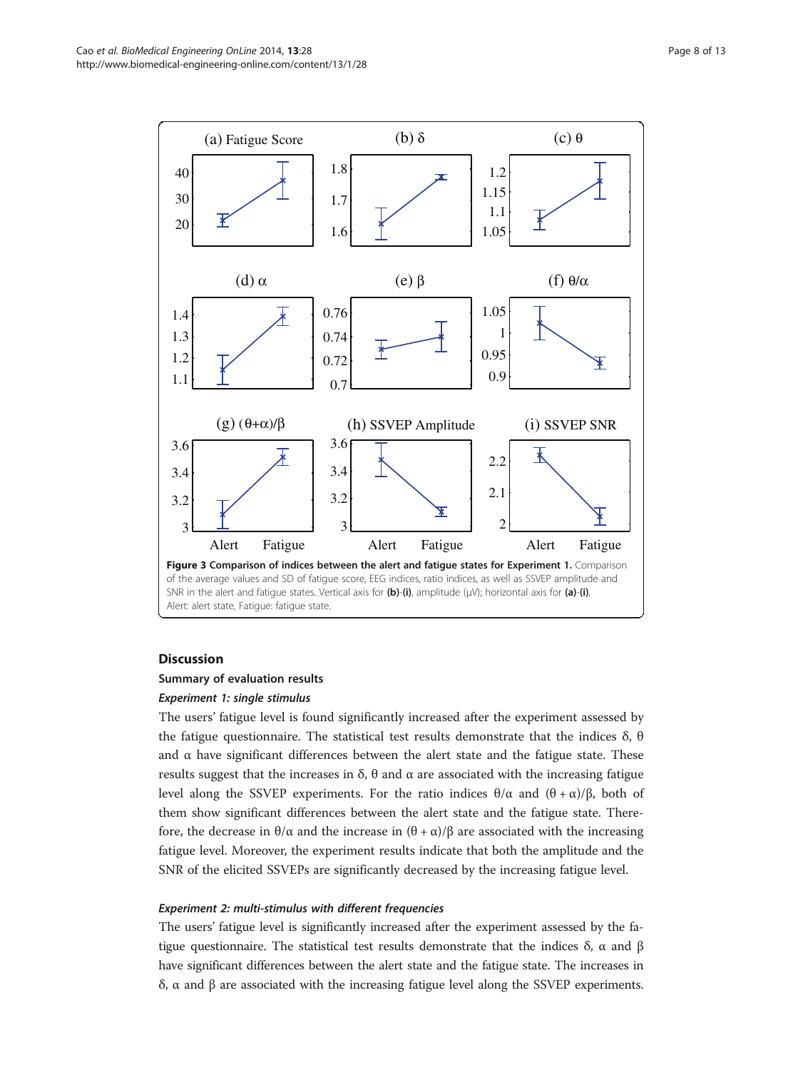**Figure 3 Comparison of indices between the alert and fatigue states for Experiment 1.** Comparison of the average values and SD of fatigue score, EEG indices, ratio indices, as well as SSVEP amplitude and SNR in the alert and fatigue states. Vertical axis for **(b)**-**(i)**, amplitude (μV); horizontal axis for **(a)**-**(i)**, Alert: alert state, Fatigue: fatigue state.

## Discussion

### Summary of evaluation results

#### *Experiment 1: single stimulus*

The users' fatigue level is found significantly increased after the experiment assessed by the fatigue questionnaire. The statistical test results demonstrate that the indices $\delta$, $\theta$ and $\alpha$ have significant differences between the alert state and the fatigue state. These results suggest that the increases in $\delta$, $\theta$ and $\alpha$ are associated with the increasing fatigue level along the SSVEP experiments. For the ratio indices $\theta/\alpha$ and $(\theta + \alpha)/\beta$, both of them show significant differences between the alert state and the fatigue state. Therefore, the decrease in $\theta/\alpha$ and the increase in $(\theta + \alpha)/\beta$ are associated with the increasing fatigue level. Moreover, the experiment results indicate that both the amplitude and the SNR of the elicited SSVEPs are significantly decreased by the increasing fatigue level.

#### *Experiment 2: multi-stimulus with different frequencies*

The users' fatigue level is significantly increased after the experiment assessed by the fatigue questionnaire. The statistical test results demonstrate that the indices $\delta$, $\alpha$ and $\beta$ have significant differences between the alert state and the fatigue state. The increases in $\delta$, $\alpha$ and $\beta$ are associated with the increasing fatigue level along the SSVEP experiments.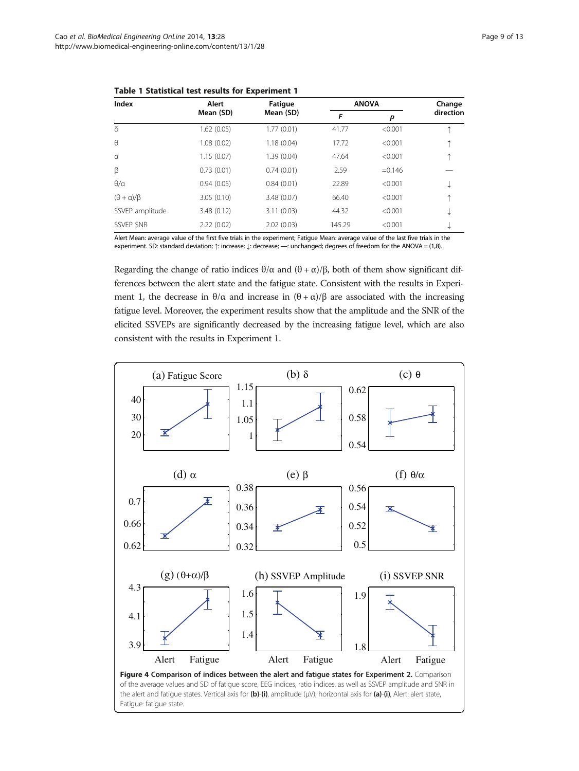**Table 1 Statistical test results for Experiment 1**

| Index | Alert Mean (SD) | Fatigue Mean (SD) | ANOVA | | Change direction |
|---|---|---|---|---|---|
| | | | *F* | *p* | |
| δ | 1.62 (0.05) | 1.77 (0.01) | 41.77 | <0.001 | ↑ |
| θ | 1.08 (0.02) | 1.18 (0.04) | 17.72 | <0.001 | ↑ |
| α | 1.15 (0.07) | 1.39 (0.04) | 47.64 | <0.001 | ↑ |
| β | 0.73 (0.01) | 0.74 (0.01) | 2.59 | =0.146 | — |
| θ/α | 0.94 (0.05) | 0.84 (0.01) | 22.89 | <0.001 | ↓ |
| (θ + α)/β | 3.05 (0.10) | 3.48 (0.07) | 66.40 | <0.001 | ↑ |
| SSVEP amplitude | 3.48 (0.12) | 3.11 (0.03) | 44.32 | <0.001 | ↓ |
| SSVEP SNR | 2.22 (0.02) | 2.02 (0.03) | 145.29 | <0.001 | ↓ |

Alert Mean: average value of the first five trials in the experiment; Fatigue Mean: average value of the last five trials in the experiment. SD: standard deviation; ↑: increase; ↓: decrease; —: unchanged; degrees of freedom for the ANOVA = (1,8).

Regarding the change of ratio indices θ/α and (θ + α)/β, both of them show significant differences between the alert state and the fatigue state. Consistent with the results in Experiment 1, the decrease in θ/α and increase in (θ + α)/β are associated with the increasing fatigue level. Moreover, the experiment results show that the amplitude and the SNR of the elicited SSVEPs are significantly decreased by the increasing fatigue level, which are also consistent with the results in Experiment 1.

**Figure 4 Comparison of indices between the alert and fatigue states for Experiment 2.** Comparison of the average values and SD of fatigue score, EEG indices, ratio indices, as well as SSVEP amplitude and SNR in the alert and fatigue states. Vertical axis for **(b)**-**(i)**, amplitude (μV); horizontal axis for **(a)**-**(i)**, Alert: alert state, Fatigue: fatigue state.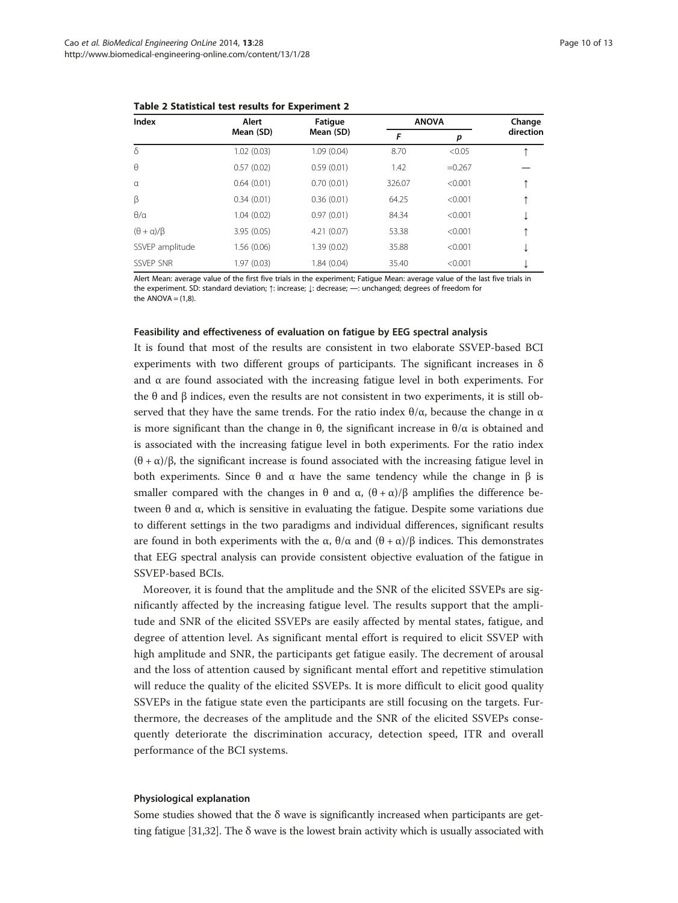**Table 2 Statistical test results for Experiment 2**

| Index | Alert Mean (SD) | Fatigue Mean (SD) | ANOVA | | Change direction |
|---|---|---|---|---|---|
| | | | $F$ | $p$ | |
| $\delta$ | 1.02 (0.03) | 1.09 (0.04) | 8.70 | <0.05 | ↑ |
| $\theta$ | 0.57 (0.02) | 0.59 (0.01) | 1.42 | =0.267 | — |
| $\alpha$ | 0.64 (0.01) | 0.70 (0.01) | 326.07 | <0.001 | ↑ |
| $\beta$ | 0.34 (0.01) | 0.36 (0.01) | 64.25 | <0.001 | ↑ |
| $\theta/\alpha$ | 1.04 (0.02) | 0.97 (0.01) | 84.34 | <0.001 | ↓ |
| $(\theta + \alpha)/\beta$ | 3.95 (0.05) | 4.21 (0.07) | 53.38 | <0.001 | ↑ |
| SSVEP amplitude | 1.56 (0.06) | 1.39 (0.02) | 35.88 | <0.001 | ↓ |
| SSVEP SNR | 1.97 (0.03) | 1.84 (0.04) | 35.40 | <0.001 | ↓ |

Alert Mean: average value of the first five trials in the experiment; Fatigue Mean: average value of the last five trials in the experiment. SD: standard deviation; ↑: increase; ↓: decrease; —: unchanged; degrees of freedom for the ANOVA = (1,8).

#### Feasibility and effectiveness of evaluation on fatigue by EEG spectral analysis

It is found that most of the results are consistent in two elaborate SSVEP-based BCI experiments with two different groups of participants. The significant increases in $\delta$ and $\alpha$ are found associated with the increasing fatigue level in both experiments. For the $\theta$ and $\beta$ indices, even the results are not consistent in two experiments, it is still observed that they have the same trends. For the ratio index $\theta/\alpha$, because the change in $\alpha$ is more significant than the change in $\theta$, the significant increase in $\theta/\alpha$ is obtained and is associated with the increasing fatigue level in both experiments. For the ratio index $(\theta + \alpha)/\beta$, the significant increase is found associated with the increasing fatigue level in both experiments. Since $\theta$ and $\alpha$ have the same tendency while the change in $\beta$ is smaller compared with the changes in $\theta$ and $\alpha$, $(\theta + \alpha)/\beta$ amplifies the difference between $\theta$ and $\alpha$, which is sensitive in evaluating the fatigue. Despite some variations due to different settings in the two paradigms and individual differences, significant results are found in both experiments with the $\alpha$, $\theta/\alpha$ and $(\theta + \alpha)/\beta$ indices. This demonstrates that EEG spectral analysis can provide consistent objective evaluation of the fatigue in SSVEP-based BCIs.

Moreover, it is found that the amplitude and the SNR of the elicited SSVEPs are significantly affected by the increasing fatigue level. The results support that the amplitude and SNR of the elicited SSVEPs are easily affected by mental states, fatigue, and degree of attention level. As significant mental effort is required to elicit SSVEP with high amplitude and SNR, the participants get fatigue easily. The decrement of arousal and the loss of attention caused by significant mental effort and repetitive stimulation will reduce the quality of the elicited SSVEPs. It is more difficult to elicit good quality SSVEPs in the fatigue state even the participants are still focusing on the targets. Furthermore, the decreases of the amplitude and the SNR of the elicited SSVEPs consequently deteriorate the discrimination accuracy, detection speed, ITR and overall performance of the BCI systems.

#### Physiological explanation

Some studies showed that the $\delta$ wave is significantly increased when participants are getting fatigue [31,32]. The $\delta$ wave is the lowest brain activity which is usually associated with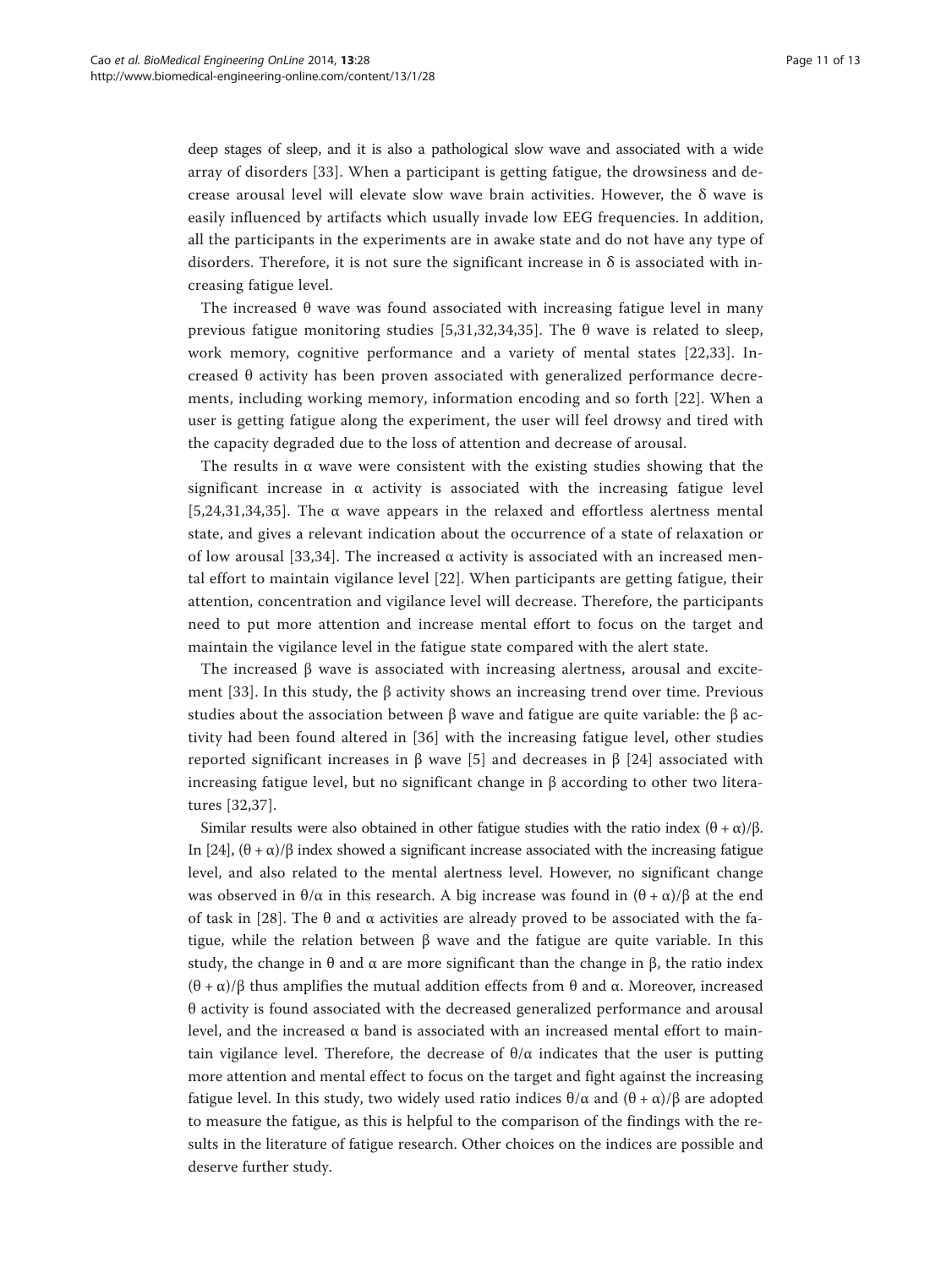deep stages of sleep, and it is also a pathological slow wave and associated with a wide array of disorders [33]. When a participant is getting fatigue, the drowsiness and decrease arousal level will elevate slow wave brain activities. However, the $\delta$ wave is easily influenced by artifacts which usually invade low EEG frequencies. In addition, all the participants in the experiments are in awake state and do not have any type of disorders. Therefore, it is not sure the significant increase in $\delta$ is associated with increasing fatigue level.

The increased $\theta$ wave was found associated with increasing fatigue level in many previous fatigue monitoring studies [5,31,32,34,35]. The $\theta$ wave is related to sleep, work memory, cognitive performance and a variety of mental states [22,33]. Increased $\theta$ activity has been proven associated with generalized performance decrements, including working memory, information encoding and so forth [22]. When a user is getting fatigue along the experiment, the user will feel drowsy and tired with the capacity degraded due to the loss of attention and decrease of arousal.

The results in $\alpha$ wave were consistent with the existing studies showing that the significant increase in $\alpha$ activity is associated with the increasing fatigue level [5,24,31,34,35]. The $\alpha$ wave appears in the relaxed and effortless alertness mental state, and gives a relevant indication about the occurrence of a state of relaxation or of low arousal [33,34]. The increased $\alpha$ activity is associated with an increased mental effort to maintain vigilance level [22]. When participants are getting fatigue, their attention, concentration and vigilance level will decrease. Therefore, the participants need to put more attention and increase mental effort to focus on the target and maintain the vigilance level in the fatigue state compared with the alert state.

The increased $\beta$ wave is associated with increasing alertness, arousal and excitement [33]. In this study, the $\beta$ activity shows an increasing trend over time. Previous studies about the association between $\beta$ wave and fatigue are quite variable: the $\beta$ activity had been found altered in [36] with the increasing fatigue level, other studies reported significant increases in $\beta$ wave [5] and decreases in $\beta$ [24] associated with increasing fatigue level, but no significant change in $\beta$ according to other two literatures [32,37].

Similar results were also obtained in other fatigue studies with the ratio index $(\theta + \alpha)/\beta$. In [24], $(\theta + \alpha)/\beta$ index showed a significant increase associated with the increasing fatigue level, and also related to the mental alertness level. However, no significant change was observed in $\theta/\alpha$ in this research. A big increase was found in $(\theta + \alpha)/\beta$ at the end of task in [28]. The $\theta$ and $\alpha$ activities are already proved to be associated with the fatigue, while the relation between $\beta$ wave and the fatigue are quite variable. In this study, the change in $\theta$ and $\alpha$ are more significant than the change in $\beta$, the ratio index $(\theta + \alpha)/\beta$ thus amplifies the mutual addition effects from $\theta$ and $\alpha$. Moreover, increased $\theta$ activity is found associated with the decreased generalized performance and arousal level, and the increased $\alpha$ band is associated with an increased mental effort to maintain vigilance level. Therefore, the decrease of $\theta/\alpha$ indicates that the user is putting more attention and mental effect to focus on the target and fight against the increasing fatigue level. In this study, two widely used ratio indices $\theta/\alpha$ and $(\theta + \alpha)/\beta$ are adopted to measure the fatigue, as this is helpful to the comparison of the findings with the results in the literature of fatigue research. Other choices on the indices are possible and deserve further study.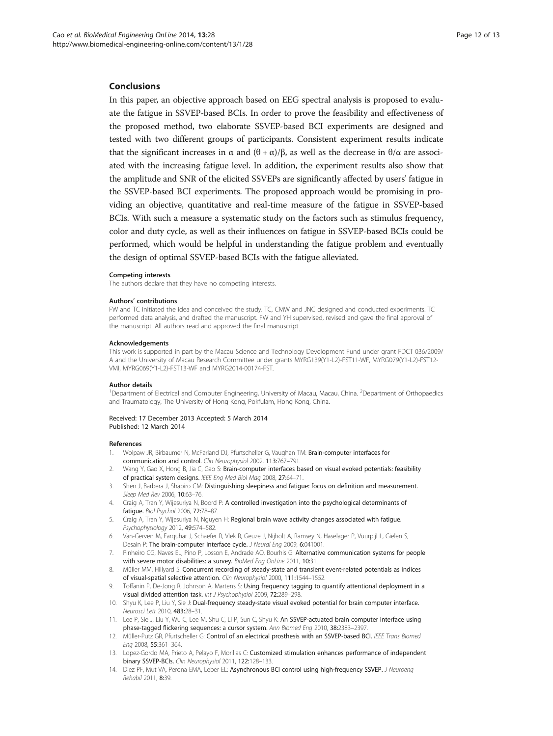## Conclusions

In this paper, an objective approach based on EEG spectral analysis is proposed to evaluate the fatigue in SSVEP-based BCIs. In order to prove the feasibility and effectiveness of the proposed method, two elaborate SSVEP-based BCI experiments are designed and tested with two different groups of participants. Consistent experiment results indicate that the significant increases in $\alpha$ and $(\theta + \alpha)/\beta$, as well as the decrease in $\theta/\alpha$ are associated with the increasing fatigue level. In addition, the experiment results also show that the amplitude and SNR of the elicited SSVEPs are significantly affected by users' fatigue in the SSVEP-based BCI experiments. The proposed approach would be promising in providing an objective, quantitative and real-time measure of the fatigue in SSVEP-based BCIs. With such a measure a systematic study on the factors such as stimulus frequency, color and duty cycle, as well as their influences on fatigue in SSVEP-based BCIs could be performed, which would be helpful in understanding the fatigue problem and eventually the design of optimal SSVEP-based BCIs with the fatigue alleviated.

#### Competing interests

The authors declare that they have no competing interests.

#### Authors' contributions

FW and TC initiated the idea and conceived the study. TC, CMW and JNC designed and conducted experiments. TC performed data analysis, and drafted the manuscript. FW and YH supervised, revised and gave the final approval of the manuscript. All authors read and approved the final manuscript.

#### Acknowledgements

This work is supported in part by the Macau Science and Technology Development Fund under grant FDCT 036/2009/A and the University of Macau Research Committee under grants MYRG139(Y1-L2)-FST11-WF, MYRG079(Y1-L2)-FST12-VMI, MYRG069(Y1-L2)-FST13-WF and MYRG2014-00174-FST.

#### Author details

[1]Department of Electrical and Computer Engineering, University of Macau, Macau, China. [2]Department of Orthopaedics and Traumatology, The University of Hong Kong, Pokfulam, Hong Kong, China.

Received: 17 December 2013 Accepted: 5 March 2014
Published: 12 March 2014

#### References

1. Wolpaw JR, Birbaumer N, McFarland DJ, Pfurtscheller G, Vaughan TM: **Brain-computer interfaces for communication and control.** *Clin Neurophysiol* 2002, **113:**767–791.
2. Wang Y, Gao X, Hong B, Jia C, Gao S: **Brain-computer interfaces based on visual evoked potentials: feasibility of practical system designs.** *IEEE Eng Med Biol Mag* 2008, **27:**64–71.
3. Shen J, Barbera J, Shapiro CM: **Distinguishing sleepiness and fatigue: focus on definition and measurement.** *Sleep Med Rev* 2006, **10:**63–76.
4. Craig A, Tran Y, Wijesuriya N, Boord P: **A controlled investigation into the psychological determinants of fatigue.** *Biol Psychol* 2006, **72:**78–87.
5. Craig A, Tran Y, Wijesuriya N, Nguyen H: **Regional brain wave activity changes associated with fatigue.** *Psychophysiology* 2012, **49:**574–582.
6. Van-Gerven M, Farquhar J, Schaefer R, Vlek R, Geuze J, Nijholt A, Ramsey N, Haselager P, Vuurpijl L, Gielen S, Desain P: **The brain-computer interface cycle.** *J Neural Eng* 2009, **6:**041001.
7. Pinheiro CG, Naves EL, Pino P, Losson E, Andrade AO, Bourhis G: **Alternative communication systems for people with severe motor disabilities: a survey.** *BioMed Eng OnLine* 2011, **10:**31.
8. Müller MM, Hillyard S: **Concurrent recording of steady-state and transient event-related potentials as indices of visual-spatial selective attention.** *Clin Neurophysiol* 2000, **111:**1544–1552.
9. Toffanin P, De-Jong R, Johnson A, Martens S: **Using frequency tagging to quantify attentional deployment in a visual divided attention task.** *Int J Psychophysiol* 2009, **72:**289–298.
10. Shyu K, Lee P, Liu Y, Sie J: **Dual-frequency steady-state visual evoked potential for brain computer interface.** *Neurosci Lett* 2010, **483:**28–31.
11. Lee P, Sie J, Liu Y, Wu C, Lee M, Shu C, Li P, Sun C, Shyu K: **An SSVEP-actuated brain computer interface using phase-tagged flickering sequences: a cursor system.** *Ann Biomed Eng* 2010, **38:**2383–2397.
12. Müller-Putz GR, Pfurtscheller G: **Control of an electrical prosthesis with an SSVEP-based BCI.** *IEEE Trans Biomed Eng* 2008, **55:**361–364.
13. Lopez-Gordo MA, Prieto A, Pelayo F, Morillas C: **Customized stimulation enhances performance of independent binary SSVEP-BCIs.** *Clin Neurophysiol* 2011, **122:**128–133.
14. Diez PF, Mut VA, Perona EMA, Leber EL: **Asynchronous BCI control using high-frequency SSVEP.** *J Neuroeng Rehabil* 2011, **8:**39.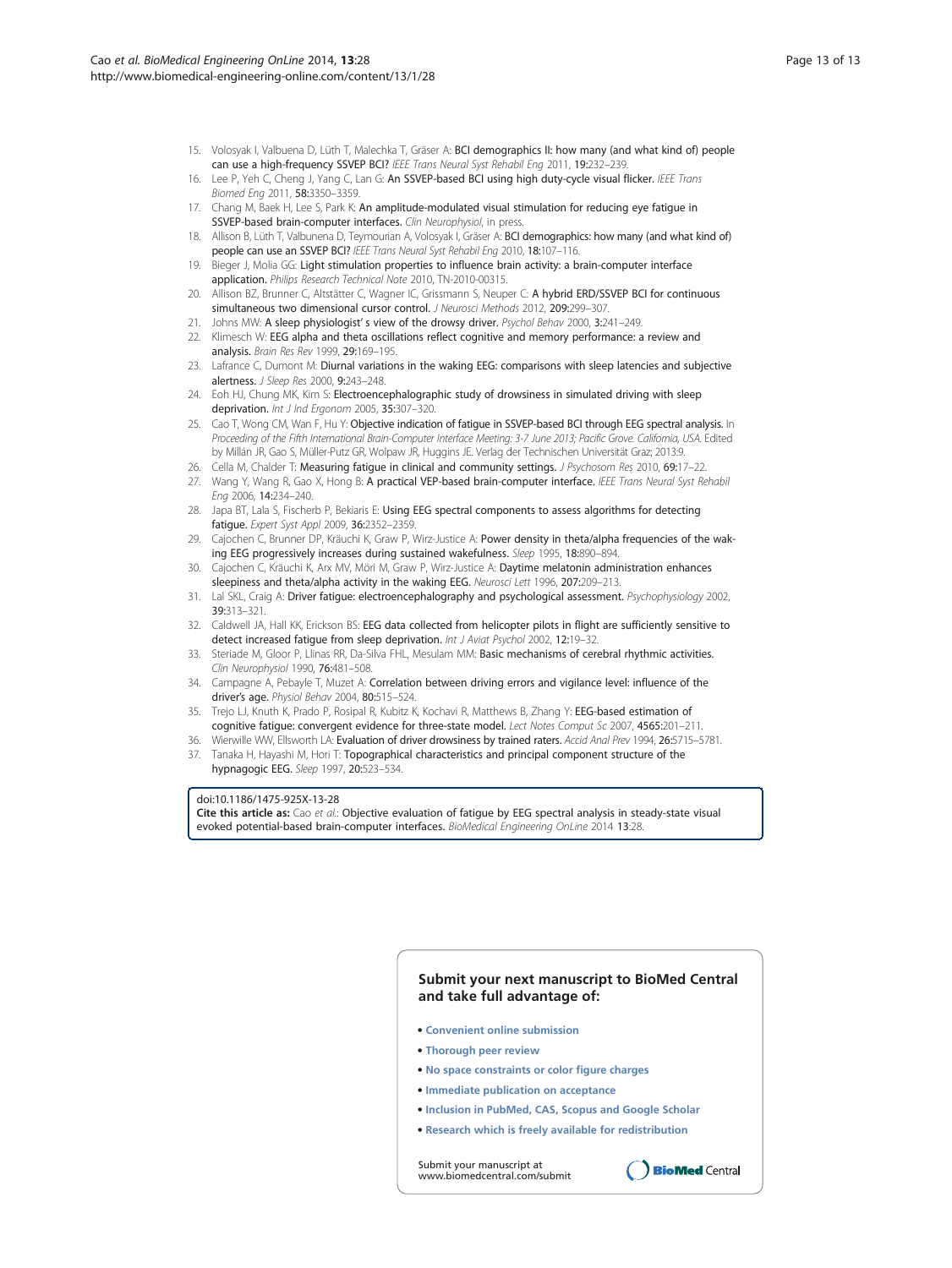15. Volosyak I, Valbuena D, Lüth T, Malechka T, Gräser A: **BCI demographics II: how many (and what kind of) people can use a high-frequency SSVEP BCI?** *IEEE Trans Neural Syst Rehabil Eng* 2011, **19**:232–239.
16. Lee P, Yeh C, Cheng J, Yang C, Lan G: **An SSVEP-based BCI using high duty-cycle visual flicker.** *IEEE Trans Biomed Eng* 2011, **58**:3350–3359.
17. Chang M, Baek H, Lee S, Park K: **An amplitude-modulated visual stimulation for reducing eye fatigue in SSVEP-based brain-computer interfaces.** *Clin Neurophysiol*, in press.
18. Allison B, Lüth T, Valbunena D, Teymourian A, Volosyak I, Gräser A: **BCI demographics: how many (and what kind of) people can use an SSVEP BCI?** *IEEE Trans Neural Syst Rehabil Eng* 2010, **18**:107–116.
19. Bieger J, Molia GG: **Light stimulation properties to influence brain activity: a brain-computer interface application.** *Philips Research Technical Note* 2010, TN-2010-00315.
20. Allison BZ, Brunner C, Altstätter C, Wagner IC, Grissmann S, Neuper C: **A hybrid ERD/SSVEP BCI for continuous simultaneous two dimensional cursor control.** *J Neurosci Methods* 2012, **209**:299–307.
21. Johns MW: **A sleep physiologist' s view of the drowsy driver.** *Psychol Behav* 2000, **3**:241–249.
22. Klimesch W: **EEG alpha and theta oscillations reflect cognitive and memory performance: a review and analysis.** *Brain Res Rev* 1999, **29**:169–195.
23. Lafrance C, Dumont M: **Diurnal variations in the waking EEG: comparisons with sleep latencies and subjective alertness.** *J Sleep Res* 2000, **9**:243–248.
24. Eoh HJ, Chung MK, Kim S: **Electroencephalographic study of drowsiness in simulated driving with sleep deprivation.** *Int J Ind Ergonom* 2005, **35**:307–320.
25. Cao T, Wong CM, Wan F, Hu Y: **Objective indication of fatigue in SSVEP-based BCI through EEG spectral analysis.** In *Proceeding of the Fifth International Brain-Computer Interface Meeting: 3-7 June 2013; Pacific Grove. California, USA.* Edited by Millán JR, Gao S, Müller-Putz GR, Wolpaw JR, Huggins JE. Verlag der Technischen Universität Graz; 2013:9.
26. Cella M, Chalder T: **Measuring fatigue in clinical and community settings.** *J Psychosom Res* 2010, **69**:17–22.
27. Wang Y, Wang R, Gao X, Hong B: **A practical VEP-based brain-computer interface.** *IEEE Trans Neural Syst Rehabil Eng* 2006, **14**:234–240.
28. Japa BT, Lala S, Fischerb P, Bekiaris E: **Using EEG spectral components to assess algorithms for detecting fatigue.** *Expert Syst Appl* 2009, **36**:2352–2359.
29. Cajochen C, Brunner DP, Kräuchi K, Graw P, Wirz-Justice A: **Power density in theta/alpha frequencies of the waking EEG progressively increases during sustained wakefulness.** *Sleep* 1995, **18**:890–894.
30. Cajochen C, Kräuchi K, Arx MV, Möri M, Graw P, Wirz-Justice A: **Daytime melatonin administration enhances sleepiness and theta/alpha activity in the waking EEG.** *Neurosci Lett* 1996, **207**:209–213.
31. Lal SKL, Craig A: **Driver fatigue: electroencephalography and psychological assessment.** *Psychophysiology* 2002, **39**:313–321.
32. Caldwell JA, Hall KK, Erickson BS: **EEG data collected from helicopter pilots in flight are sufficiently sensitive to detect increased fatigue from sleep deprivation.** *Int J Aviat Psychol* 2002, **12**:19–32.
33. Steriade M, Gloor P, Llinas RR, Da-Silva FHL, Mesulam MM: **Basic mechanisms of cerebral rhythmic activities.** *Clin Neurophysiol* 1990, **76**:481–508.
34. Campagne A, Pebayle T, Muzet A: **Correlation between driving errors and vigilance level: influence of the driver's age.** *Physiol Behav* 2004, **80**:515–524.
35. Trejo LJ, Knuth K, Prado P, Rosipal R, Kubitz K, Kochavi R, Matthews B, Zhang Y: **EEG-based estimation of cognitive fatigue: convergent evidence for three-state model.** *Lect Notes Comput Sc* 2007, **4565**:201–211.
36. Wierwille WW, Ellsworth LA: **Evaluation of driver drowsiness by trained raters.** *Accid Anal Prev* 1994, **26**:5715–5781.
37. Tanaka H, Hayashi M, Hori T: **Topographical characteristics and principal component structure of the hypnagogic EEG.** *Sleep* 1997, **20**:523–534.

doi:10.1186/1475-925X-13-28

**Cite this article as:** Cao *et al.*: Objective evaluation of fatigue by EEG spectral analysis in steady-state visual evoked potential-based brain-computer interfaces. *BioMedical Engineering OnLine* 2014 **13**:28.

**Submit your next manuscript to BioMed Central and take full advantage of:**

- **Convenient online submission**
- **Thorough peer review**
- **No space constraints or color figure charges**
- **Immediate publication on acceptance**
- **Inclusion in PubMed, CAS, Scopus and Google Scholar**
- **Research which is freely available for redistribution**

Submit your manuscript at
www.biomedcentral.com/submit

BioMed Central